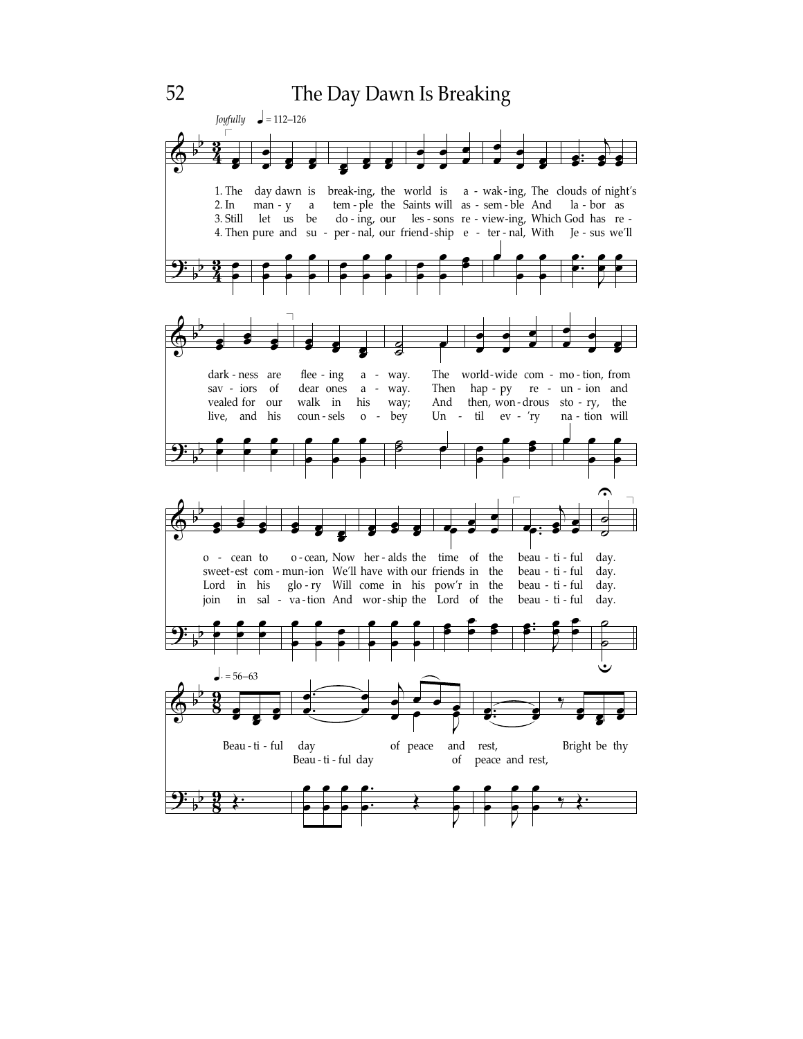# The Day Dawn Is Breaking

*Joyfully* ♩ = 112–126

1. The day dawn is break-ing, the world is a - wak - ing, The clouds of night's dark - ness are flee - ing a - way. The world-wide com - mo - tion, from o - cean to o - cean, Now her - alds the time of the beau - ti - ful day.

2. In man - y a tem - ple the Saints will as - sem - ble And la - bor as sav - iors of dear ones a - way. Then hap - py re - un - ion and sweet-est com - mun-ion We'll have with our friends in the beau - ti - ful day.

3. Still let us be do - ing, our les - sons re - view-ing, Which God has re - vealed for our walk in his way; And then, won - drous sto - ry, the Lord in his glo - ry Will come in his pow'r in the beau - ti - ful day.

4. Then pure and su - per - nal, our friend - ship e - ter - nal, With Je - sus we'll live, and his coun - sels o - bey Un - til ev - 'ry na - tion will join in sal - va - tion And wor - ship the Lord of the beau - ti - ful day.

♩. = 56–63

Beau - ti - ful day of peace and rest, Bright be thy

Beau - ti - ful day of peace and rest,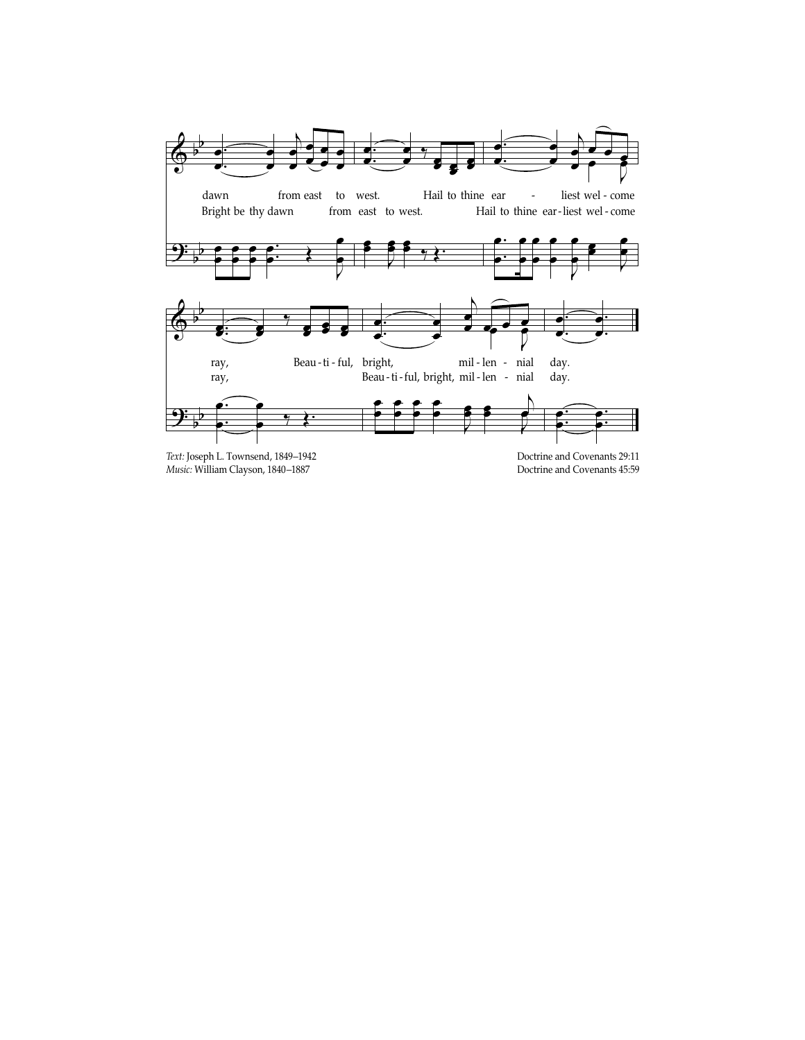dawn from east to west. Hail to thine ear - liest wel - come

Bright be thy dawn from east to west. Hail to thine ear - liest wel - come

ray, Beau - ti - ful, bright, mil - len - nial day.

ray, Beau - ti - ful, bright, mil - len - nial day.

*Text:* Joseph L. Townsend, 1849–1942
*Music:* William Clayson, 1840–1887

Doctrine and Covenants 29:11
Doctrine and Covenants 45:59